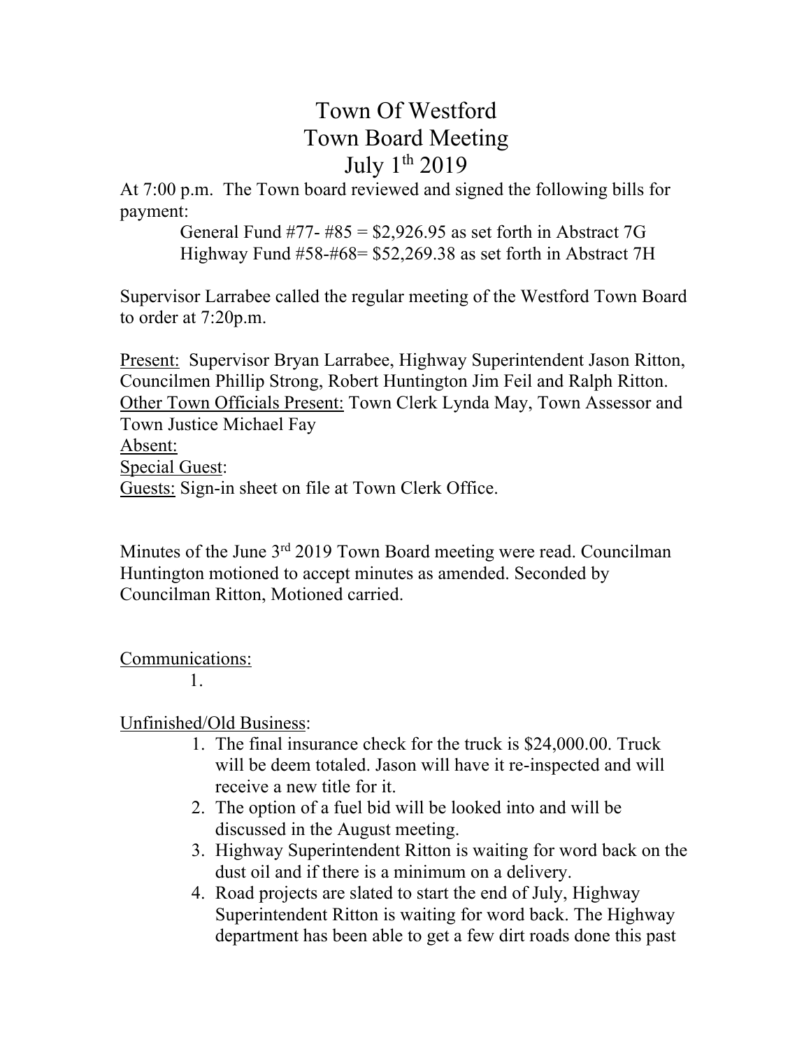# Town Of Westford
## Town Board Meeting
## July 1th 2019

At 7:00 p.m. The Town board reviewed and signed the following bills for payment:

General Fund #77- #85 = $2,926.95 as set forth in Abstract 7G
Highway Fund #58-#68= $52,269.38 as set forth in Abstract 7H

Supervisor Larrabee called the regular meeting of the Westford Town Board to order at 7:20p.m.

Present: Supervisor Bryan Larrabee, Highway Superintendent Jason Ritton, Councilmen Phillip Strong, Robert Huntington Jim Feil and Ralph Ritton.
Other Town Officials Present: Town Clerk Lynda May, Town Assessor and Town Justice Michael Fay
Absent:
Special Guest:
Guests: Sign-in sheet on file at Town Clerk Office.

Minutes of the June 3rd 2019 Town Board meeting were read. Councilman Huntington motioned to accept minutes as amended. Seconded by Councilman Ritton, Motioned carried.

Communications:

1.

Unfinished/Old Business:

1. The final insurance check for the truck is $24,000.00. Truck will be deem totaled. Jason will have it re-inspected and will receive a new title for it.
2. The option of a fuel bid will be looked into and will be discussed in the August meeting.
3. Highway Superintendent Ritton is waiting for word back on the dust oil and if there is a minimum on a delivery.
4. Road projects are slated to start the end of July, Highway Superintendent Ritton is waiting for word back. The Highway department has been able to get a few dirt roads done this past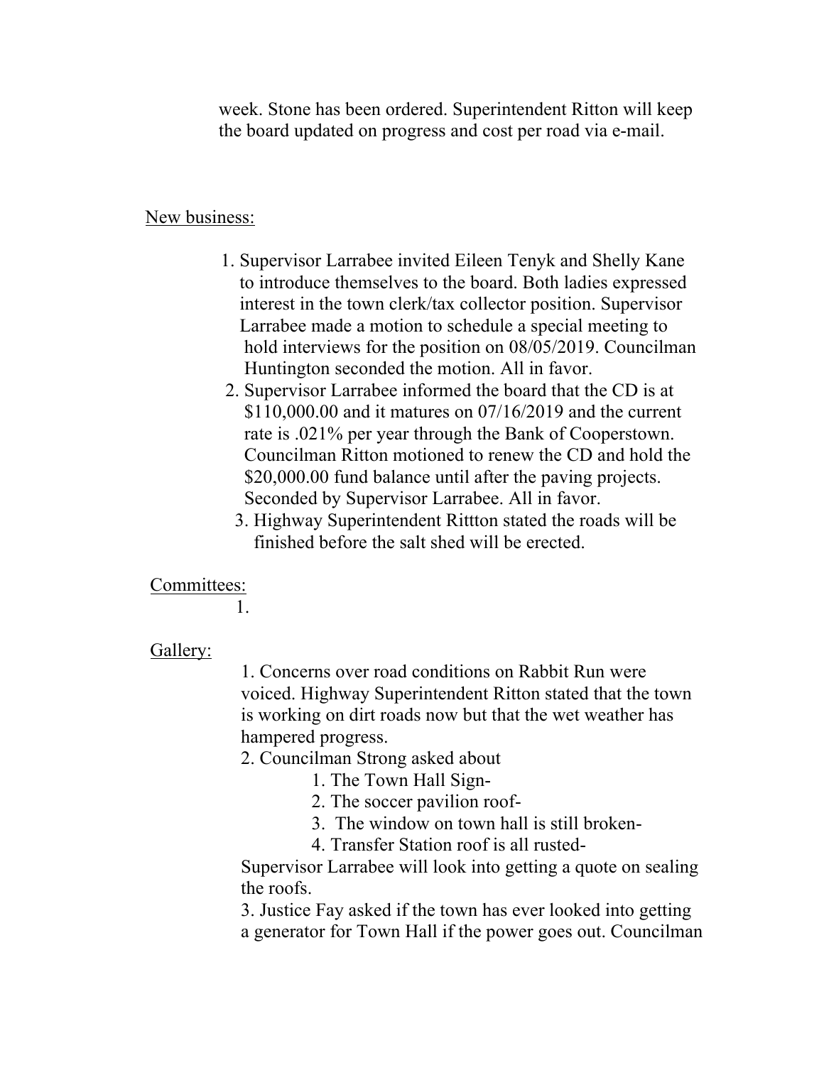week. Stone has been ordered. Superintendent Ritton will keep the board updated on progress and cost per road via e-mail.

New business:

1. Supervisor Larrabee invited Eileen Tenyk and Shelly Kane to introduce themselves to the board. Both ladies expressed interest in the town clerk/tax collector position. Supervisor Larrabee made a motion to schedule a special meeting to hold interviews for the position on 08/05/2019. Councilman Huntington seconded the motion. All in favor.
2. Supervisor Larrabee informed the board that the CD is at $110,000.00 and it matures on 07/16/2019 and the current rate is .021% per year through the Bank of Cooperstown. Councilman Ritton motioned to renew the CD and hold the $20,000.00 fund balance until after the paving projects. Seconded by Supervisor Larrabee. All in favor.
3. Highway Superintendent Rittton stated the roads will be finished before the salt shed will be erected.

Committees:

1.

Gallery:

1. Concerns over road conditions on Rabbit Run were voiced. Highway Superintendent Ritton stated that the town is working on dirt roads now but that the wet weather has hampered progress.
2. Councilman Strong asked about
   1. The Town Hall Sign-
   2. The soccer pavilion roof-
   3. The window on town hall is still broken-
   4. Transfer Station roof is all rusted-

   Supervisor Larrabee will look into getting a quote on sealing the roofs.
3. Justice Fay asked if the town has ever looked into getting a generator for Town Hall if the power goes out. Councilman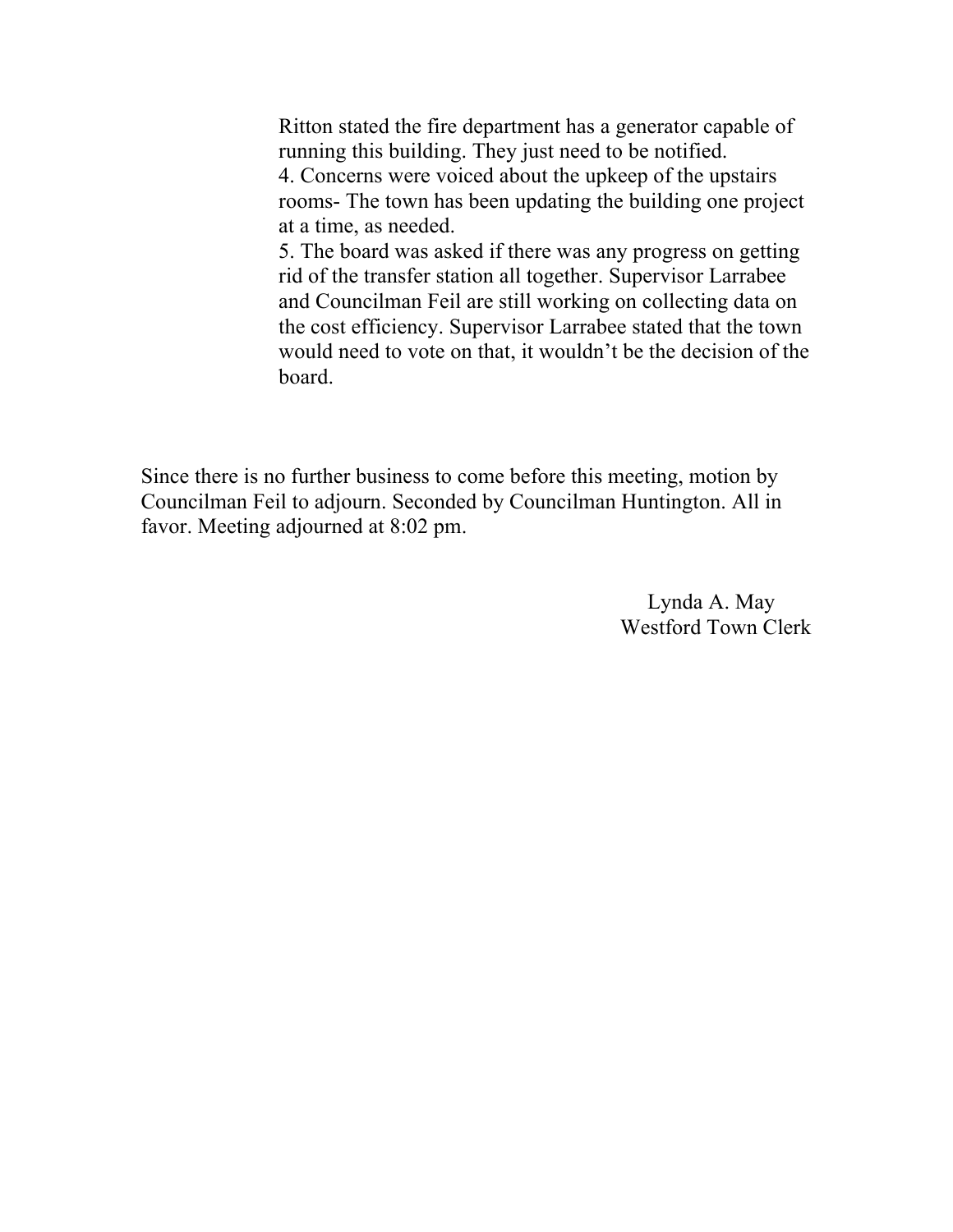Ritton stated the fire department has a generator capable of running this building. They just need to be notified.

4. Concerns were voiced about the upkeep of the upstairs rooms- The town has been updating the building one project at a time, as needed.

5. The board was asked if there was any progress on getting rid of the transfer station all together. Supervisor Larrabee and Councilman Feil are still working on collecting data on the cost efficiency. Supervisor Larrabee stated that the town would need to vote on that, it wouldn't be the decision of the board.

Since there is no further business to come before this meeting, motion by Councilman Feil to adjourn. Seconded by Councilman Huntington. All in favor. Meeting adjourned at 8:02 pm.

Lynda A. May
Westford Town Clerk